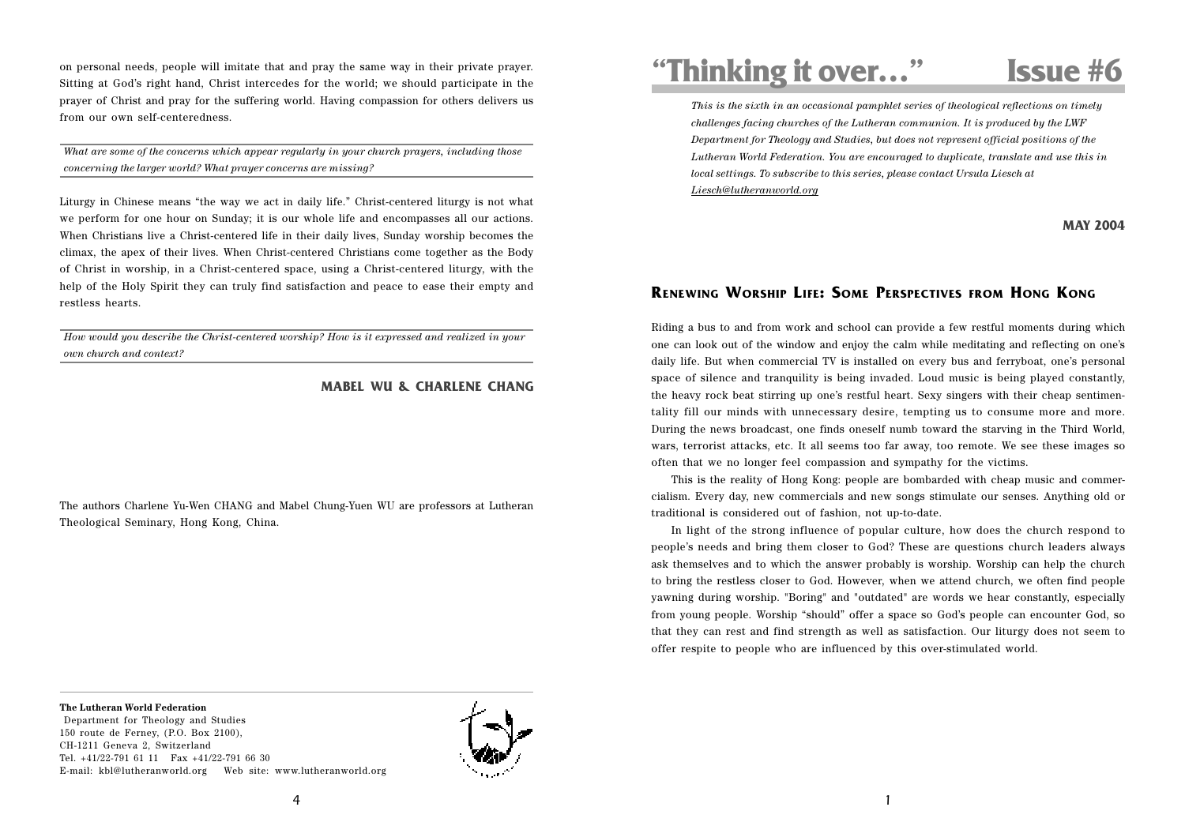# "Thinking it over…" Issue #6

*This is the sixth in an occasional pamphlet series of theological reflections on timely challenges facing churches of the Lutheran communion. It is produced by the LWF Department for Theology and Studies, but does not represent official positions of the Lutheran World Federation. You are encouraged to duplicate, translate and use this in local settings. To subscribe to this series, please contact Ursula Liesch at Liesch@lutheranworld.org*

**MAY 2004**

## Renewing Worship Life: Some Perspectives from Hong Kong

Riding a bus to and from work and school can provide a few restful moments during which one can look out of the window and enjoy the calm while meditating and reflecting on one's daily life. But when commercial TV is installed on every bus and ferryboat, one's personal space of silence and tranquility is being invaded. Loud music is being played constantly, the heavy rock beat stirring up one's restful heart. Sexy singers with their cheap sentimentality fill our minds with unnecessary desire, tempting us to consume more and more. During the news broadcast, one finds oneself numb toward the starving in the Third World, wars, terrorist attacks, etc. It all seems too far away, too remote. We see these images so often that we no longer feel compassion and sympathy for the victims.

This is the reality of Hong Kong: people are bombarded with cheap music and commercialism. Every day, new commercials and new songs stimulate our senses. Anything old or traditional is considered out of fashion, not up-to-date.

In light of the strong influence of popular culture, how does the church respond to people's needs and bring them closer to God? These are questions church leaders always ask themselves and to which the answer probably is worship. Worship can help the church to bring the restless closer to God. However, when we attend church, we often find people yawning during worship. "Boring" and "outdated" are words we hear constantly, especially from young people. Worship "should" offer a space so God's people can encounter God, so that they can rest and find strength as well as satisfaction. Our liturgy does not seem to offer respite to people who are influenced by this over-stimulated world.

on personal needs, people will imitate that and pray the same way in their private prayer. Sitting at God's right hand, Christ intercedes for the world; we should participate in the prayer of Christ and pray for the suffering world. Having compassion for others delivers us from our own self-centeredness.

---

*What are some of the concerns which appear regularly in your church prayers, including those concerning the larger world? What prayer concerns are missing?*

---

Liturgy in Chinese means "the way we act in daily life." Christ-centered liturgy is not what we perform for one hour on Sunday; it is our whole life and encompasses all our actions. When Christians live a Christ-centered life in their daily lives, Sunday worship becomes the climax, the apex of their lives. When Christ-centered Christians come together as the Body of Christ in worship, in a Christ-centered space, using a Christ-centered liturgy, with the help of the Holy Spirit they can truly find satisfaction and peace to ease their empty and restless hearts.

---

*How would you describe the Christ-centered worship? How is it expressed and realized in your own church and context?*

---

**MABEL WU & CHARLENE CHANG**

The authors Charlene Yu-Wen CHANG and Mabel Chung-Yuen WU are professors at Lutheran Theological Seminary, Hong Kong, China.

---

**The Lutheran World Federation**
Department for Theology and Studies
150 route de Ferney, (P.O. Box 2100),
CH-1211 Geneva 2, Switzerland
Tel. +41/22-791 61 11 Fax +41/22-791 66 30
E-mail: kbl@lutheranworld.org Web site: www.lutheranworld.org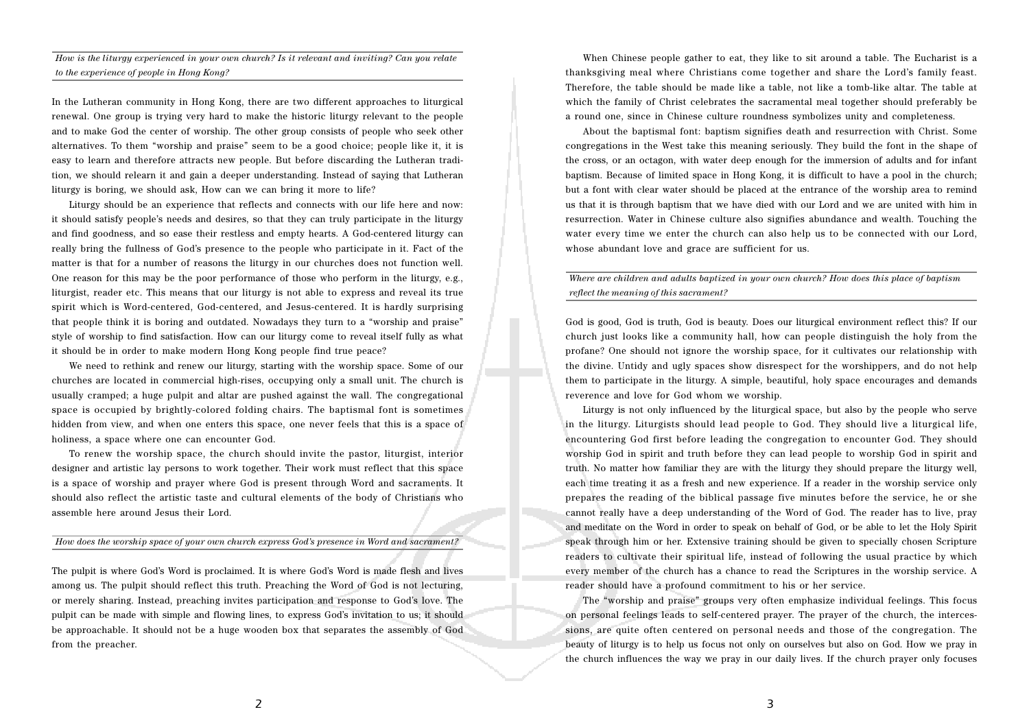*How is the liturgy experienced in your own church? Is it relevant and inviting? Can you relate to the experience of people in Hong Kong?*

In the Lutheran community in Hong Kong, there are two different approaches to liturgical renewal. One group is trying very hard to make the historic liturgy relevant to the people and to make God the center of worship. The other group consists of people who seek other alternatives. To them "worship and praise" seem to be a good choice; people like it, it is easy to learn and therefore attracts new people. But before discarding the Lutheran tradition, we should relearn it and gain a deeper understanding. Instead of saying that Lutheran liturgy is boring, we should ask, How can we can bring it more to life?

Liturgy should be an experience that reflects and connects with our life here and now: it should satisfy people's needs and desires, so that they can truly participate in the liturgy and find goodness, and so ease their restless and empty hearts. A God-centered liturgy can really bring the fullness of God's presence to the people who participate in it. Fact of the matter is that for a number of reasons the liturgy in our churches does not function well. One reason for this may be the poor performance of those who perform in the liturgy, e.g., liturgist, reader etc. This means that our liturgy is not able to express and reveal its true spirit which is Word-centered, God-centered, and Jesus-centered. It is hardly surprising that people think it is boring and outdated. Nowadays they turn to a "worship and praise" style of worship to find satisfaction. How can our liturgy come to reveal itself fully as what it should be in order to make modern Hong Kong people find true peace?

We need to rethink and renew our liturgy, starting with the worship space. Some of our churches are located in commercial high-rises, occupying only a small unit. The church is usually cramped; a huge pulpit and altar are pushed against the wall. The congregational space is occupied by brightly-colored folding chairs. The baptismal font is sometimes hidden from view, and when one enters this space, one never feels that this is a space of holiness, a space where one can encounter God.

To renew the worship space, the church should invite the pastor, liturgist, interior designer and artistic lay persons to work together. Their work must reflect that this space is a space of worship and prayer where God is present through Word and sacraments. It should also reflect the artistic taste and cultural elements of the body of Christians who assemble here around Jesus their Lord.

*How does the worship space of your own church express God's presence in Word and sacrament?*

The pulpit is where God's Word is proclaimed. It is where God's Word is made flesh and lives among us. The pulpit should reflect this truth. Preaching the Word of God is not lecturing, or merely sharing. Instead, preaching invites participation and response to God's love. The pulpit can be made with simple and flowing lines, to express God's invitation to us; it should be approachable. It should not be a huge wooden box that separates the assembly of God from the preacher.

When Chinese people gather to eat, they like to sit around a table. The Eucharist is a thanksgiving meal where Christians come together and share the Lord's family feast. Therefore, the table should be made like a table, not like a tomb-like altar. The table at which the family of Christ celebrates the sacramental meal together should preferably be a round one, since in Chinese culture roundness symbolizes unity and completeness.

About the baptismal font: baptism signifies death and resurrection with Christ. Some congregations in the West take this meaning seriously. They build the font in the shape of the cross, or an octagon, with water deep enough for the immersion of adults and for infant baptism. Because of limited space in Hong Kong, it is difficult to have a pool in the church; but a font with clear water should be placed at the entrance of the worship area to remind us that it is through baptism that we have died with our Lord and we are united with him in resurrection. Water in Chinese culture also signifies abundance and wealth. Touching the water every time we enter the church can also help us to be connected with our Lord, whose abundant love and grace are sufficient for us.

*Where are children and adults baptized in your own church? How does this place of baptism reflect the meaning of this sacrament?*

God is good, God is truth, God is beauty. Does our liturgical environment reflect this? If our church just looks like a community hall, how can people distinguish the holy from the profane? One should not ignore the worship space, for it cultivates our relationship with the divine. Untidy and ugly spaces show disrespect for the worshippers, and do not help them to participate in the liturgy. A simple, beautiful, holy space encourages and demands reverence and love for God whom we worship.

Liturgy is not only influenced by the liturgical space, but also by the people who serve in the liturgy. Liturgists should lead people to God. They should live a liturgical life, encountering God first before leading the congregation to encounter God. They should worship God in spirit and truth before they can lead people to worship God in spirit and truth. No matter how familiar they are with the liturgy they should prepare the liturgy well, each time treating it as a fresh and new experience. If a reader in the worship service only prepares the reading of the biblical passage five minutes before the service, he or she cannot really have a deep understanding of the Word of God. The reader has to live, pray and meditate on the Word in order to speak on behalf of God, or be able to let the Holy Spirit speak through him or her. Extensive training should be given to specially chosen Scripture readers to cultivate their spiritual life, instead of following the usual practice by which every member of the church has a chance to read the Scriptures in the worship service. A reader should have a profound commitment to his or her service.

The "worship and praise" groups very often emphasize individual feelings. This focus on personal feelings leads to self-centered prayer. The prayer of the church, the intercessions, are quite often centered on personal needs and those of the congregation. The beauty of liturgy is to help us focus not only on ourselves but also on God. How we pray in the church influences the way we pray in our daily lives. If the church prayer only focuses